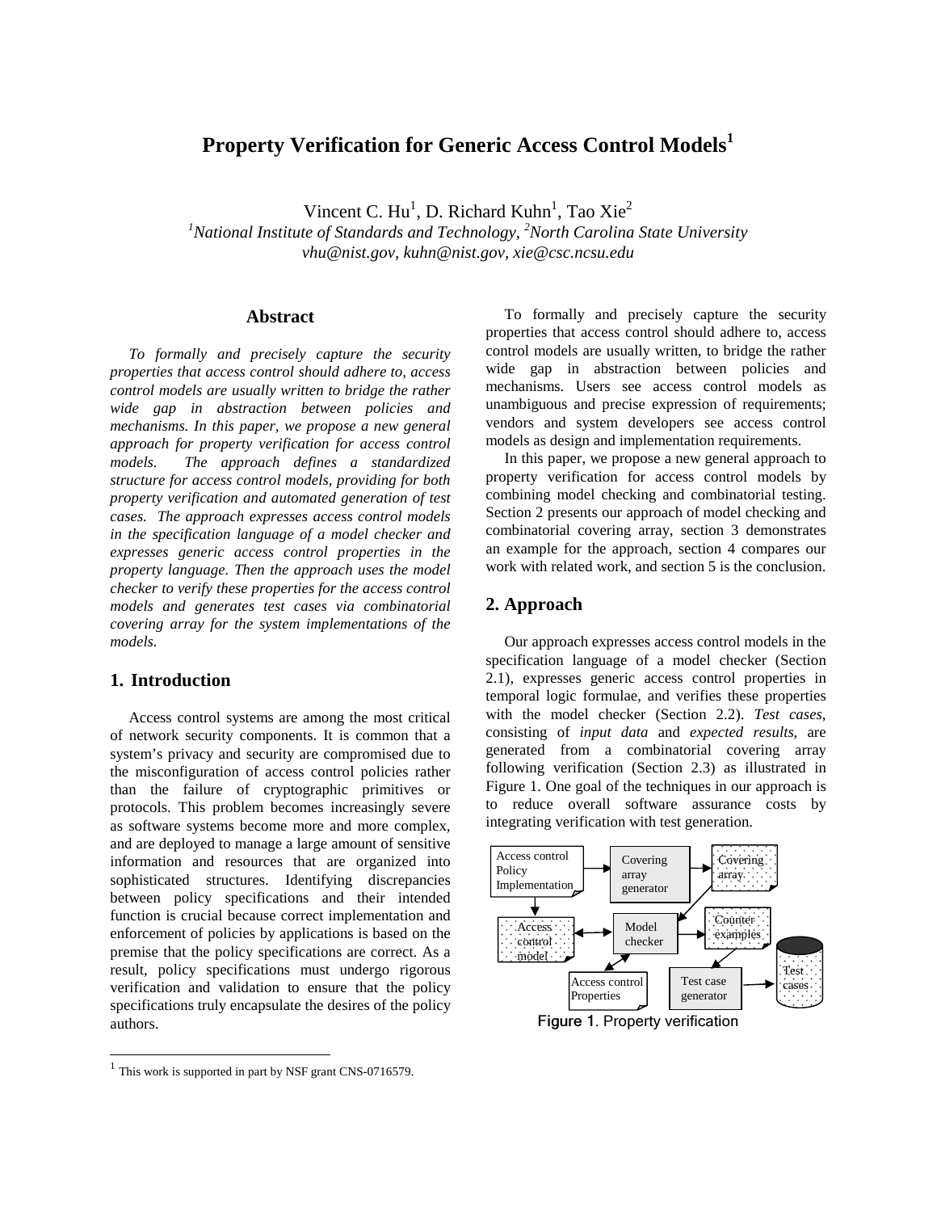# Property Verification for Generic Access Control Models[1]

Vincent C. Hu[1], D. Richard Kuhn[1], Tao Xie[2]

[1]National Institute of Standards and Technology, [2]North Carolina State University

*vhu@nist.gov, kuhn@nist.gov, xie@csc.ncsu.edu*

## Abstract

*To formally and precisely capture the security properties that access control should adhere to, access control models are usually written to bridge the rather wide gap in abstraction between policies and mechanisms. In this paper, we propose a new general approach for property verification for access control models. The approach defines a standardized structure for access control models, providing for both property verification and automated generation of test cases. The approach expresses access control models in the specification language of a model checker and expresses generic access control properties in the property language. Then the approach uses the model checker to verify these properties for the access control models and generates test cases via combinatorial covering array for the system implementations of the models.*

## 1. Introduction

Access control systems are among the most critical of network security components. It is common that a system's privacy and security are compromised due to the misconfiguration of access control policies rather than the failure of cryptographic primitives or protocols. This problem becomes increasingly severe as software systems become more and more complex, and are deployed to manage a large amount of sensitive information and resources that are organized into sophisticated structures. Identifying discrepancies between policy specifications and their intended function is crucial because correct implementation and enforcement of policies by applications is based on the premise that the policy specifications are correct. As a result, policy specifications must undergo rigorous verification and validation to ensure that the policy specifications truly encapsulate the desires of the policy authors.

To formally and precisely capture the security properties that access control should adhere to, access control models are usually written, to bridge the rather wide gap in abstraction between policies and mechanisms. Users see access control models as unambiguous and precise expression of requirements; vendors and system developers see access control models as design and implementation requirements.

In this paper, we propose a new general approach to property verification for access control models by combining model checking and combinatorial testing. Section 2 presents our approach of model checking and combinatorial covering array, section 3 demonstrates an example for the approach, section 4 compares our work with related work, and section 5 is the conclusion.

## 2. Approach

Our approach expresses access control models in the specification language of a model checker (Section 2.1), expresses generic access control properties in temporal logic formulae, and verifies these properties with the model checker (Section 2.2). *Test cases*, consisting of *input data* and *expected results*, are generated from a combinatorial covering array following verification (Section 2.3) as illustrated in Figure 1. One goal of the techniques in our approach is to reduce overall software assurance costs by integrating verification with test generation.

Figure 1. Property verification

[1] This work is supported in part by NSF grant CNS-0716579.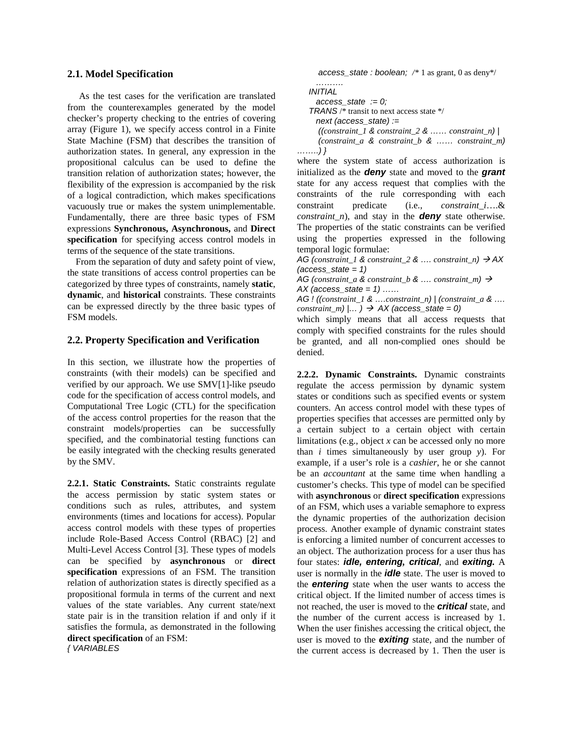### 2.1. Model Specification

As the test cases for the verification are translated from the counterexamples generated by the model checker's property checking to the entries of covering array (Figure 1), we specify access control in a Finite State Machine (FSM) that describes the transition of authorization states. In general, any expression in the propositional calculus can be used to define the transition relation of authorization states; however, the flexibility of the expression is accompanied by the risk of a logical contradiction, which makes specifications vacuously true or makes the system unimplementable. Fundamentally, there are three basic types of FSM expressions **Synchronous, Asynchronous,** and **Direct specification** for specifying access control models in terms of the sequence of the state transitions.

From the separation of duty and safety point of view, the state transitions of access control properties can be categorized by three types of constraints, namely **static**, **dynamic**, and **historical** constraints. These constraints can be expressed directly by the three basic types of FSM models.

### 2.2. Property Specification and Verification

In this section, we illustrate how the properties of constraints (with their models) can be specified and verified by our approach. We use SMV[1]-like pseudo code for the specification of access control models, and Computational Tree Logic (CTL) for the specification of the access control properties for the reason that the constraint models/properties can be successfully specified, and the combinatorial testing functions can be easily integrated with the checking results generated by the SMV.

**2.2.1. Static Constraints.** Static constraints regulate the access permission by static system states or conditions such as rules, attributes, and system environments (times and locations for access). Popular access control models with these types of properties include Role-Based Access Control (RBAC) [2] and Multi-Level Access Control [3]. These types of models can be specified by **asynchronous** or **direct specification** expressions of an FSM. The transition relation of authorization states is directly specified as a propositional formula in terms of the current and next values of the state variables. Any current state/next state pair is in the transition relation if and only if it satisfies the formula, as demonstrated in the following **direct specification** of an FSM:

```
{ VARIABLES
    access_state : boolean;  /* 1 as grant, 0 as deny*/
    ………
  INITIAL
    access_state := 0;
  TRANS /* transit to next access state */
    next (access_state) :=
      ((constraint_1 & constraint_2 & …… constraint_n) |
      (constraint_a & constraint_b & …… constraint_m)
……..) }
```

where the system state of access authorization is initialized as the ***deny*** state and moved to the ***grant*** state for any access request that complies with the constraints of the rule corresponding with each constraint predicate (i.e., *constraint_i*….& *constraint_n*), and stay in the ***deny*** state otherwise. The properties of the static constraints can be verified using the properties expressed in the following temporal logic formulae:

*AG (constraint_1 & constraint_2 & …. constraint_n) → AX (access_state = 1)*
*AG (constraint_a & constraint_b & …. constraint_m) → AX (access_state = 1) ……*
*AG ! ((constraint_1 & ….constraint_n) | (constraint_a & …. constraint_m) |… ) → AX (access_state = 0)*

which simply means that all access requests that comply with specified constraints for the rules should be granted, and all non-complied ones should be denied.

**2.2.2. Dynamic Constraints.** Dynamic constraints regulate the access permission by dynamic system states or conditions such as specified events or system counters. An access control model with these types of properties specifies that accesses are permitted only by a certain subject to a certain object with certain limitations (e.g., object *x* can be accessed only no more than *i* times simultaneously by user group *y*). For example, if a user's role is a *cashier*, he or she cannot be an *accountant* at the same time when handling a customer's checks. This type of model can be specified with **asynchronous** or **direct specification** expressions of an FSM, which uses a variable semaphore to express the dynamic properties of the authorization decision process. Another example of dynamic constraint states is enforcing a limited number of concurrent accesses to an object. The authorization process for a user thus has four states: ***idle, entering, critical***, and ***exiting.*** A user is normally in the ***idle*** state. The user is moved to the ***entering*** state when the user wants to access the critical object. If the limited number of access times is not reached, the user is moved to the ***critical*** state, and the number of the current access is increased by 1. When the user finishes accessing the critical object, the user is moved to the ***exiting*** state, and the number of the current access is decreased by 1. Then the user is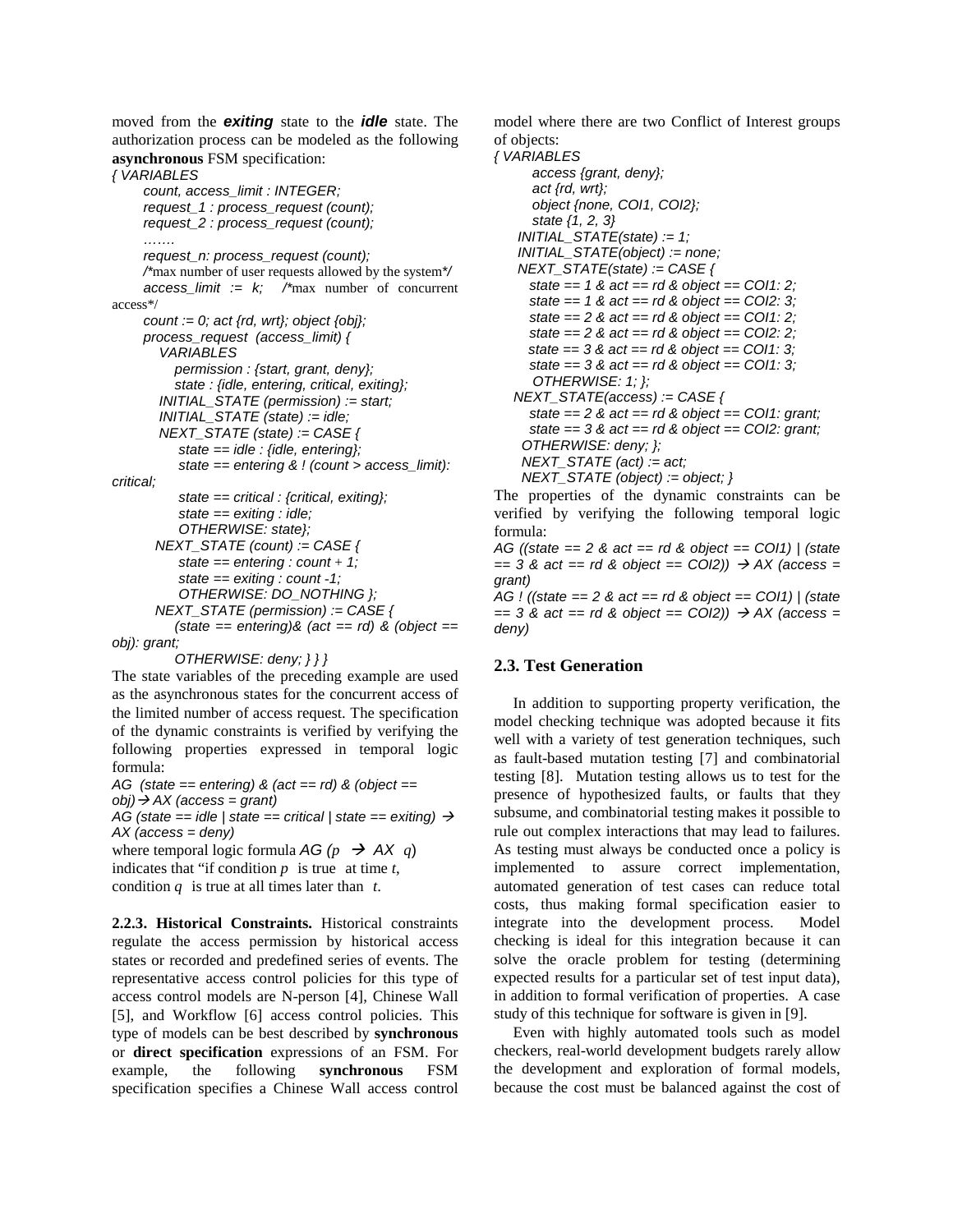moved from the ***exiting*** state to the ***idle*** state. The authorization process can be modeled as the following **asynchronous** FSM specification:

```
{ VARIABLES
      count, access_limit : INTEGER;
      request_1 : process_request (count);
      request_2 : process_request (count);
      …….
      request_n: process_request (count);
      /*max number of user requests allowed by the system*/
      access_limit := k;    /*max number of concurrent access*/
      count := 0; act {rd, wrt}; object {obj};
      process_request (access_limit) {
         VARIABLES
            permission : {start, grant, deny};
            state : {idle, entering, critical, exiting};
         INITIAL_STATE (permission) := start;
         INITIAL_STATE (state) := idle;
         NEXT_STATE (state) := CASE {
             state == idle : {idle, entering};
             state == entering & ! (count > access_limit): critical;
             state == critical : {critical, exiting};
             state == exiting : idle;
             OTHERWISE: state};
        NEXT_STATE (count) := CASE {
             state == entering : count + 1;
             state == exiting : count -1;
             OTHERWISE: DO_NOTHING };
        NEXT_STATE (permission) := CASE {
           (state == entering)& (act == rd) & (object == obj): grant;
           OTHERWISE: deny; } } }
```

The state variables of the preceding example are used as the asynchronous states for the concurrent access of the limited number of access request. The specification of the dynamic constraints is verified by verifying the following properties expressed in temporal logic formula:

*AG (state == entering) & (act == rd) & (object == obj)→ AX (access = grant)*

*AG (state == idle | state == critical | state == exiting) → AX (access = deny)*

where temporal logic formula *AG (p → AX q*) indicates that "if condition *p* is true at time *t*, condition *q* is true at all times later than *t*.

**2.2.3. Historical Constraints.** Historical constraints regulate the access permission by historical access states or recorded and predefined series of events. The representative access control policies for this type of access control models are N-person [4], Chinese Wall [5], and Workflow [6] access control policies. This type of models can be best described by **synchronous** or **direct specification** expressions of an FSM. For example, the following **synchronous** FSM specification specifies a Chinese Wall access control model where there are two Conflict of Interest groups of objects:

```
{ VARIABLES
       access {grant, deny};
       act {rd, wrt};
       object {none, COI1, COI2};
       state {1, 2, 3}
    INITIAL_STATE(state) := 1;
    INITIAL_STATE(object) := none;
    NEXT_STATE(state) := CASE {
      state == 1 & act == rd & object == COI1: 2;
      state == 1 & act == rd & object == COI2: 3;
      state == 2 & act == rd & object == COI1: 2;
      state == 2 & act == rd & object == COI2: 2;
      state == 3 & act == rd & object == COI1: 3;
      state == 3 & act == rd & object == COI1: 3;
       OTHERWISE: 1; };
   NEXT_STATE(access) := CASE {
      state == 2 & act == rd & object == COI1: grant;
      state == 3 & act == rd & object == COI2: grant;
     OTHERWISE: deny; };
     NEXT_STATE (act) := act;
     NEXT_STATE (object) := object; }
```

The properties of the dynamic constraints can be verified by verifying the following temporal logic formula:

*AG ((state == 2 & act == rd & object == COI1) | (state == 3 & act == rd & object == COI2)) → AX (access = grant)*

*AG ! ((state == 2 & act == rd & object == COI1) | (state == 3 & act == rd & object == COI2)) → AX (access = deny)*

## 2.3. Test Generation

In addition to supporting property verification, the model checking technique was adopted because it fits well with a variety of test generation techniques, such as fault-based mutation testing [7] and combinatorial testing [8]. Mutation testing allows us to test for the presence of hypothesized faults, or faults that they subsume, and combinatorial testing makes it possible to rule out complex interactions that may lead to failures. As testing must always be conducted once a policy is implemented to assure correct implementation, automated generation of test cases can reduce total costs, thus making formal specification easier to integrate into the development process. Model checking is ideal for this integration because it can solve the oracle problem for testing (determining expected results for a particular set of test input data), in addition to formal verification of properties. A case study of this technique for software is given in [9].

Even with highly automated tools such as model checkers, real-world development budgets rarely allow the development and exploration of formal models, because the cost must be balanced against the cost of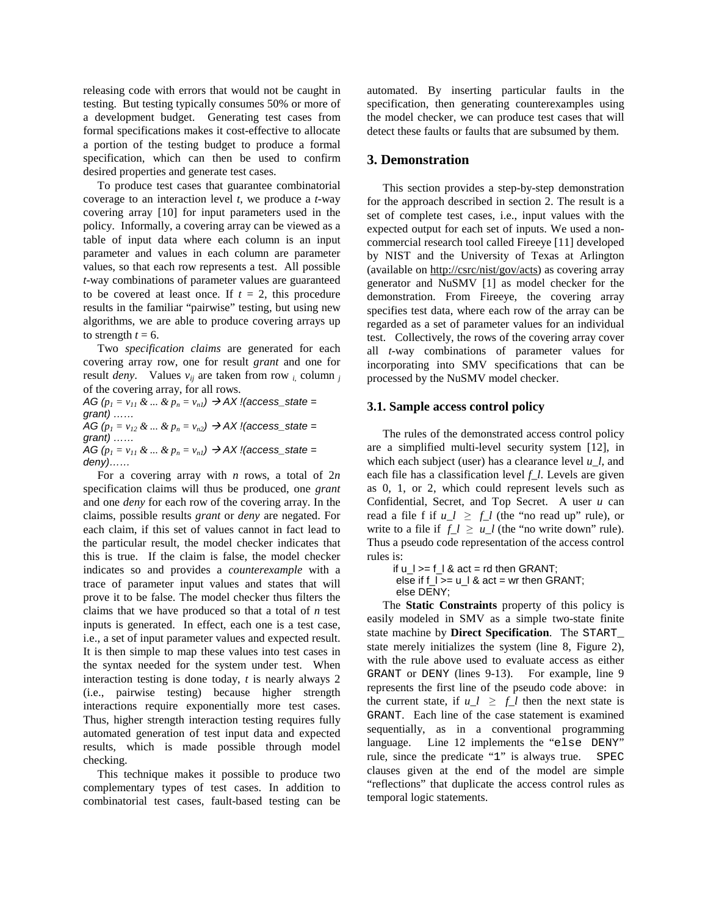releasing code with errors that would not be caught in testing. But testing typically consumes 50% or more of a development budget. Generating test cases from formal specifications makes it cost-effective to allocate a portion of the testing budget to produce a formal specification, which can then be used to confirm desired properties and generate test cases.

To produce test cases that guarantee combinatorial coverage to an interaction level *t*, we produce a *t*-way covering array [10] for input parameters used in the policy. Informally, a covering array can be viewed as a table of input data where each column is an input parameter and values in each column are parameter values, so that each row represents a test. All possible *t*-way combinations of parameter values are guaranteed to be covered at least once. If $t = 2$, this procedure results in the familiar "pairwise" testing, but using new algorithms, we are able to produce covering arrays up to strength $t = 6$.

Two *specification claims* are generated for each covering array row, one for result *grant* and one for result *deny*. Values $v_{ij}$ are taken from row $_i$, column $_j$ of the covering array, for all rows.

*AG* ($p_1 = v_{11}$ & ... & $p_n = v_{n1}$) → *AX !(access_state = grant)* ……
*AG* ($p_1 = v_{12}$ & ... & $p_n = v_{n2}$) → *AX !(access_state = grant)* ……
*AG* ($p_1 = v_{11}$ & ... & $p_n = v_{n1}$) → *AX !(access_state = deny)*……

For a covering array with *n* rows, a total of 2*n* specification claims will thus be produced, one *grant* and one *deny* for each row of the covering array. In the claims, possible results *grant* or *deny* are negated. For each claim, if this set of values cannot in fact lead to the particular result, the model checker indicates that this is true. If the claim is false, the model checker indicates so and provides a *counterexample* with a trace of parameter input values and states that will prove it to be false. The model checker thus filters the claims that we have produced so that a total of *n* test inputs is generated. In effect, each one is a test case, i.e., a set of input parameter values and expected result. It is then simple to map these values into test cases in the syntax needed for the system under test. When interaction testing is done today, *t* is nearly always 2 (i.e., pairwise testing) because higher strength interactions require exponentially more test cases. Thus, higher strength interaction testing requires fully automated generation of test input data and expected results, which is made possible through model checking.

This technique makes it possible to produce two complementary types of test cases. In addition to combinatorial test cases, fault-based testing can be automated. By inserting particular faults in the specification, then generating counterexamples using the model checker, we can produce test cases that will detect these faults or faults that are subsumed by them.

## 3. Demonstration

This section provides a step-by-step demonstration for the approach described in section 2. The result is a set of complete test cases, i.e., input values with the expected output for each set of inputs. We used a non-commercial research tool called Fireeye [11] developed by NIST and the University of Texas at Arlington (available on http://csrc/nist/gov/acts) as covering array generator and NuSMV [1] as model checker for the demonstration. From Fireeye, the covering array specifies test data, where each row of the array can be regarded as a set of parameter values for an individual test. Collectively, the rows of the covering array cover all *t*-way combinations of parameter values for incorporating into SMV specifications that can be processed by the NuSMV model checker.

### 3.1. Sample access control policy

The rules of the demonstrated access control policy are a simplified multi-level security system [12], in which each subject (user) has a clearance level *u_l*, and each file has a classification level *f_l*. Levels are given as 0, 1, or 2, which could represent levels such as Confidential, Secret, and Top Secret. A user *u* can read a file f if *u_l* ≥ *f_l* (the "no read up" rule), or write to a file if *f_l* ≥ *u_l* (the "no write down" rule). Thus a pseudo code representation of the access control rules is:

```
if u_l >= f_l & act = rd then GRANT;
 else if f_l >= u_l & act = wr then GRANT;
 else DENY;
```

The **Static Constraints** property of this policy is easily modeled in SMV as a simple two-state finite state machine by **Direct Specification**. The `START_` state merely initializes the system (line 8, Figure 2), with the rule above used to evaluate access as either `GRANT` or `DENY` (lines 9-13). For example, line 9 represents the first line of the pseudo code above: in the current state, if *u_l* ≥ *f_l* then the next state is `GRANT`. Each line of the case statement is examined sequentially, as in a conventional programming language. Line 12 implements the "`else DENY`" rule, since the predicate "`1`" is always true. `SPEC` clauses given at the end of the model are simple "reflections" that duplicate the access control rules as temporal logic statements.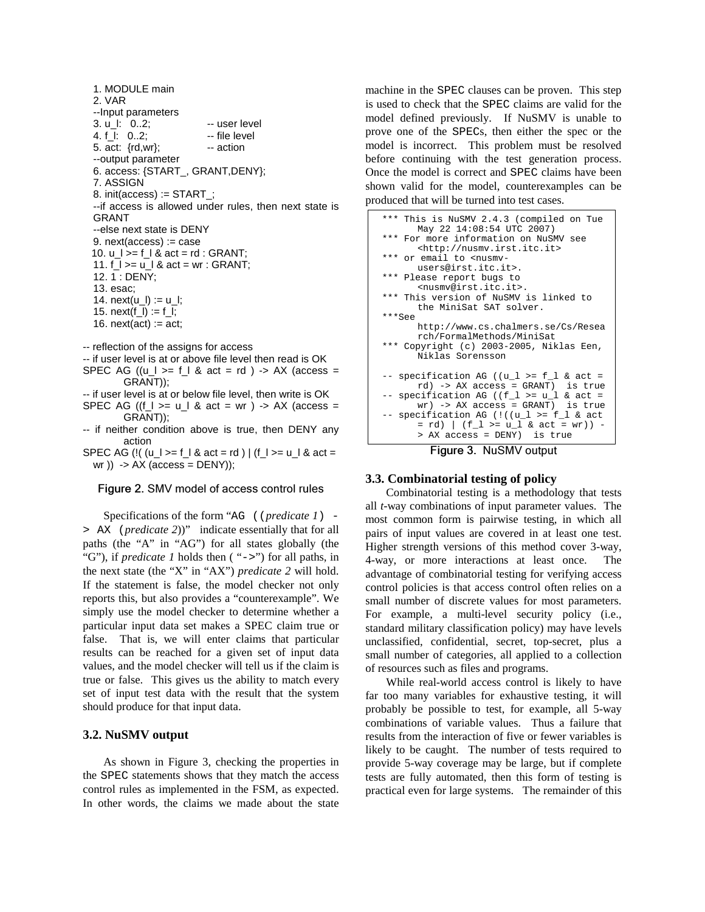```
1. MODULE main
2. VAR
--Input parameters
3. u_l:   0..2;              -- user level
4. f_l:   0..2;              -- file level
5. act:  {rd,wr};            -- action
--output parameter
6. access: {START_, GRANT,DENY};
7. ASSIGN
8. init(access) := START_;
--if access is allowed under rules, then next state is GRANT
--else next state is DENY
9. next(access) := case
10. u_l >= f_l & act = rd : GRANT;
11. f_l >= u_l & act = wr : GRANT;
12. 1 : DENY;
13. esac;
14. next(u_l) := u_l;
15. next(f_l) := f_l;
16. next(act) := act;

-- reflection of the assigns for access
-- if user level is at or above file level then read is OK
SPEC AG ((u_l >= f_l & act = rd ) -> AX (access = GRANT));
-- if user level is at or below file level, then write is OK
SPEC AG ((f_l >= u_l & act = wr ) -> AX (access = GRANT));
-- if neither condition above is true, then DENY any action
SPEC AG (!( (u_l >= f_l & act = rd ) | (f_l >= u_l & act = wr ))  -> AX (access = DENY));
```

Figure 2. SMV model of access control rules

Specifications of the form "`AG ((`*predicate 1*`) -> AX (`*predicate 2*))" indicate essentially that for all paths (the "A" in "AG") for all states globally (the "G"), if *predicate 1* holds then ( "`->`") for all paths, in the next state (the "X" in "AX") *predicate 2* will hold. If the statement is false, the model checker not only reports this, but also provides a "counterexample". We simply use the model checker to determine whether a particular input data set makes a SPEC claim true or false. That is, we will enter claims that particular results can be reached for a given set of input data values, and the model checker will tell us if the claim is true or false. This gives us the ability to match every set of input test data with the result that the system should produce for that input data.

### 3.2. NuSMV output

As shown in Figure 3, checking the properties in the `SPEC` statements shows that they match the access control rules as implemented in the FSM, as expected. In other words, the claims we made about the state machine in the `SPEC` clauses can be proven. This step is used to check that the `SPEC` claims are valid for the model defined previously. If NuSMV is unable to prove one of the `SPEC`s, then either the spec or the model is incorrect. This problem must be resolved before continuing with the test generation process. Once the model is correct and `SPEC` claims have been shown valid for the model, counterexamples can be produced that will be turned into test cases.

```
*** This is NuSMV 2.4.3 (compiled on Tue
      May 22 14:08:54 UTC 2007)
*** For more information on NuSMV see
      <http://nusmv.irst.itc.it>
*** or email to <nusmv-
      users@irst.itc.it>.
*** Please report bugs to
      <nusmv@irst.itc.it>.
*** This version of NuSMV is linked to
      the MiniSat SAT solver.
***See
      http://www.cs.chalmers.se/Cs/Resea
      rch/FormalMethods/MiniSat
*** Copyright (c) 2003-2005, Niklas Een,
      Niklas Sorensson

-- specification AG ((u_l >= f_l & act =
      rd) -> AX access = GRANT)  is true
-- specification AG ((f_l >= u_l & act =
      wr) -> AX access = GRANT)  is true
-- specification AG (!((u_l >= f_l & act
      = rd) | (f_l >= u_l & act = wr)) -
      > AX access = DENY)  is true
```

Figure 3. NuSMV output

### 3.3. Combinatorial testing of policy

Combinatorial testing is a methodology that tests all *t*-way combinations of input parameter values. The most common form is pairwise testing, in which all pairs of input values are covered in at least one test. Higher strength versions of this method cover 3-way, 4-way, or more interactions at least once. The advantage of combinatorial testing for verifying access control policies is that access control often relies on a small number of discrete values for most parameters. For example, a multi-level security policy (i.e., standard military classification policy) may have levels unclassified, confidential, secret, top-secret, plus a small number of categories, all applied to a collection of resources such as files and programs.

While real-world access control is likely to have far too many variables for exhaustive testing, it will probably be possible to test, for example, all 5-way combinations of variable values. Thus a failure that results from the interaction of five or fewer variables is likely to be caught. The number of tests required to provide 5-way coverage may be large, but if complete tests are fully automated, then this form of testing is practical even for large systems. The remainder of this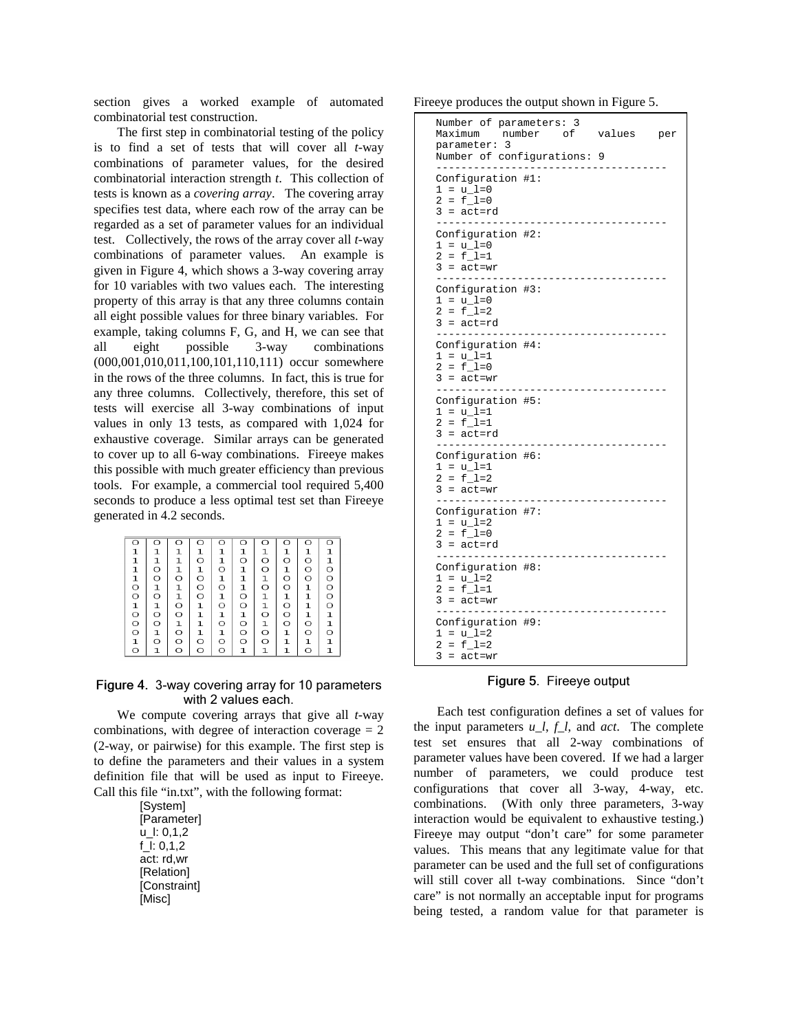section gives a worked example of automated combinatorial test construction.

The first step in combinatorial testing of the policy is to find a set of tests that will cover all *t*-way combinations of parameter values, for the desired combinatorial interaction strength *t*. This collection of tests is known as a *covering array*. The covering array specifies test data, where each row of the array can be regarded as a set of parameter values for an individual test. Collectively, the rows of the array cover all *t*-way combinations of parameter values. An example is given in Figure 4, which shows a 3-way covering array for 10 variables with two values each. The interesting property of this array is that any three columns contain all eight possible values for three binary variables. For example, taking columns F, G, and H, we can see that all eight possible 3-way combinations (000,001,010,011,100,101,110,111) occur somewhere in the rows of the three columns. In fact, this is true for any three columns. Collectively, therefore, this set of tests will exercise all 3-way combinations of input values in only 13 tests, as compared with 1,024 for exhaustive coverage. Similar arrays can be generated to cover up to all 6-way combinations. Fireeye makes this possible with much greater efficiency than previous tools. For example, a commercial tool required 5,400 seconds to produce a less optimal test set than Fireeye generated in 4.2 seconds.

| | | | | | | | | | |
|---|---|---|---|---|---|---|---|---|---|
| 0 | 0 | 0 | 0 | 0 | 0 | 0 | 0 | 0 | 0 |
| 1 | 1 | 1 | 1 | 1 | 1 | 1 | 1 | 1 | 1 |
| 1 | 1 | 1 | 0 | 1 | 0 | 0 | 0 | 0 | 1 |
| 1 | 0 | 1 | 1 | 0 | 1 | 0 | 1 | 0 | 0 |
| 1 | 0 | 0 | 0 | 1 | 1 | 1 | 0 | 0 | 0 |
| 0 | 1 | 1 | 0 | 0 | 1 | 0 | 0 | 1 | 0 |
| 0 | 0 | 1 | 0 | 1 | 0 | 1 | 1 | 1 | 0 |
| 1 | 1 | 0 | 1 | 0 | 0 | 1 | 0 | 1 | 0 |
| 0 | 0 | 0 | 1 | 1 | 1 | 0 | 0 | 1 | 1 |
| 0 | 0 | 1 | 1 | 0 | 0 | 1 | 0 | 0 | 1 |
| 0 | 1 | 0 | 1 | 1 | 0 | 0 | 1 | 0 | 0 |
| 1 | 0 | 0 | 0 | 0 | 0 | 0 | 1 | 1 | 1 |
| 0 | 1 | 0 | 0 | 0 | 1 | 1 | 1 | 0 | 1 |

Figure 4. 3-way covering array for 10 parameters with 2 values each.

We compute covering arrays that give all *t*-way combinations, with degree of interaction coverage = 2 (2-way, or pairwise) for this example. The first step is to define the parameters and their values in a system definition file that will be used as input to Fireeye. Call this file "in.txt", with the following format:

```
[System]
[Parameter]
u_l: 0,1,2
f_l: 0,1,2
act: rd,wr
[Relation]
[Constraint]
[Misc]
```

Fireeye produces the output shown in Figure 5.

```
Number of parameters: 3
Maximum number of values per parameter: 3
Number of configurations: 9
------------------------------------
Configuration #1:
1 = u_l=0
2 = f_l=0
3 = act=rd
------------------------------------
Configuration #2:
1 = u_l=0
2 = f_l=1
3 = act=wr
------------------------------------
Configuration #3:
1 = u_l=0
2 = f_l=2
3 = act=rd
------------------------------------
Configuration #4:
1 = u_l=1
2 = f_l=0
3 = act=wr
------------------------------------
Configuration #5:
1 = u_l=1
2 = f_l=1
3 = act=rd
------------------------------------
Configuration #6:
1 = u_l=1
2 = f_l=2
3 = act=wr
------------------------------------
Configuration #7:
1 = u_l=2
2 = f_l=0
3 = act=rd
------------------------------------
Configuration #8:
1 = u_l=2
2 = f_l=1
3 = act=wr
------------------------------------
Configuration #9:
1 = u_l=2
2 = f_l=2
3 = act=wr
```

Figure 5. Fireeye output

Each test configuration defines a set of values for the input parameters *u_l*, *f_l*, and *act*. The complete test set ensures that all 2-way combinations of parameter values have been covered. If we had a larger number of parameters, we could produce test configurations that cover all 3-way, 4-way, etc. combinations. (With only three parameters, 3-way interaction would be equivalent to exhaustive testing.) Fireeye may output "don't care" for some parameter values. This means that any legitimate value for that parameter can be used and the full set of configurations will still cover all t-way combinations. Since "don't care" is not normally an acceptable input for programs being tested, a random value for that parameter is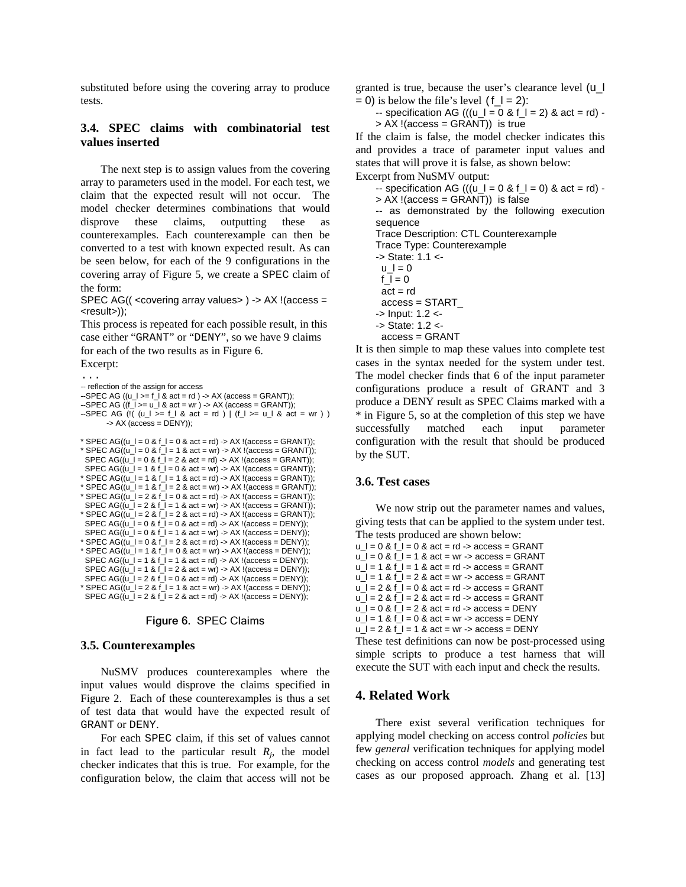substituted before using the covering array to produce tests.

### 3.4. SPEC claims with combinatorial test values inserted

The next step is to assign values from the covering array to parameters used in the model. For each test, we claim that the expected result will not occur. The model checker determines combinations that would disprove these claims, outputting these as counterexamples. Each counterexample can then be converted to a test with known expected result. As can be seen below, for each of the 9 configurations in the covering array of Figure 5, we create a SPEC claim of the form:

SPEC AG(( <covering array values> ) -> AX !(access = <result>));

This process is repeated for each possible result, in this case either "GRANT" or "DENY", so we have 9 claims for each of the two results as in Figure 6.

Excerpt:

```
...
-- reflection of the assign for access
--SPEC AG ((u_l >= f_l & act = rd ) -> AX (access = GRANT));
--SPEC AG ((f_l >= u_l & act = wr ) -> AX (access = GRANT));
--SPEC AG (!( (u_l >= f_l & act = rd ) | (f_l >= u_l & act = wr ) )
    -> AX (access = DENY));

* SPEC AG((u_l = 0 & f_l = 0 & act = rd) -> AX !(access = GRANT));
* SPEC AG((u_l = 0 & f_l = 1 & act = wr) -> AX !(access = GRANT));
  SPEC AG((u_l = 0 & f_l = 2 & act = rd) -> AX !(access = GRANT));
  SPEC AG((u_l = 1 & f_l = 0 & act = wr) -> AX !(access = GRANT));
* SPEC AG((u_l = 1 & f_l = 1 & act = rd) -> AX !(access = GRANT));
* SPEC AG((u_l = 1 & f_l = 2 & act = wr) -> AX !(access = GRANT));
* SPEC AG((u_l = 2 & f_l = 0 & act = rd) -> AX !(access = GRANT));
  SPEC AG((u_l = 2 & f_l = 1 & act = wr) -> AX !(access = GRANT));
* SPEC AG((u_l = 2 & f_l = 2 & act = rd) -> AX !(access = GRANT));
  SPEC AG((u_l = 0 & f_l = 0 & act = rd) -> AX !(access = DENY));
  SPEC AG((u_l = 0 & f_l = 1 & act = wr) -> AX !(access = DENY));
* SPEC AG((u_l = 0 & f_l = 2 & act = rd) -> AX !(access = DENY));
* SPEC AG((u_l = 1 & f_l = 0 & act = wr) -> AX !(access = DENY));
  SPEC AG((u_l = 1 & f_l = 1 & act = rd) -> AX !(access = DENY));
  SPEC AG((u_l = 1 & f_l = 2 & act = wr) -> AX !(access = DENY));
  SPEC AG((u_l = 2 & f_l = 0 & act = rd) -> AX !(access = DENY));
* SPEC AG((u_l = 2 & f_l = 1 & act = wr) -> AX !(access = DENY));
  SPEC AG((u_l = 2 & f_l = 2 & act = rd) -> AX !(access = DENY));
```

Figure 6. SPEC Claims

### 3.5. Counterexamples

NuSMV produces counterexamples where the input values would disprove the claims specified in Figure 2. Each of these counterexamples is thus a set of test data that would have the expected result of GRANT or DENY.

For each SPEC claim, if this set of values cannot in fact lead to the particular result $R_j$, the model checker indicates that this is true. For example, for the configuration below, the claim that access will not be granted is true, because the user's clearance level (u_l = 0) is below the file's level (f_l = 2):

```
-- specification AG (((u_l = 0 & f_l = 2) & act = rd) -> AX !(access = GRANT))  is true
```

If the claim is false, the model checker indicates this and provides a trace of parameter input values and states that will prove it is false, as shown below:

Excerpt from NuSMV output:

```
-- specification AG (((u_l = 0 & f_l = 0) & act = rd) -> AX !(access = GRANT))  is false
-- as demonstrated by the following execution sequence
Trace Description: CTL Counterexample
Trace Type: Counterexample
-> State: 1.1 <-
  u_l = 0
  f_l = 0
  act = rd
  access = START_
-> Input: 1.2 <-
-> State: 1.2 <-
  access = GRANT
```

It is then simple to map these values into complete test cases in the syntax needed for the system under test. The model checker finds that 6 of the input parameter configurations produce a result of GRANT and 3 produce a DENY result as SPEC Claims marked with a * in Figure 5, so at the completion of this step we have successfully matched each input parameter configuration with the result that should be produced by the SUT.

### 3.6. Test cases

We now strip out the parameter names and values, giving tests that can be applied to the system under test. The tests produced are shown below:

```
u_l = 0 & f_l = 0 & act = rd -> access = GRANT
u_l = 0 & f_l = 1 & act = wr -> access = GRANT
u_l = 1 & f_l = 1 & act = rd -> access = GRANT
u_l = 1 & f_l = 2 & act = wr -> access = GRANT
u_l = 2 & f_l = 0 & act = rd -> access = GRANT
u_l = 2 & f_l = 2 & act = rd -> access = GRANT
u_l = 0 & f_l = 2 & act = rd -> access = DENY
u_l = 1 & f_l = 0 & act = wr -> access = DENY
u_l = 2 & f_l = 1 & act = wr -> access = DENY
```

These test definitions can now be post-processed using simple scripts to produce a test harness that will execute the SUT with each input and check the results.

## 4. Related Work

There exist several verification techniques for applying model checking on access control *policies* but few *general* verification techniques for applying model checking on access control *models* and generating test cases as our proposed approach. Zhang et al. [13]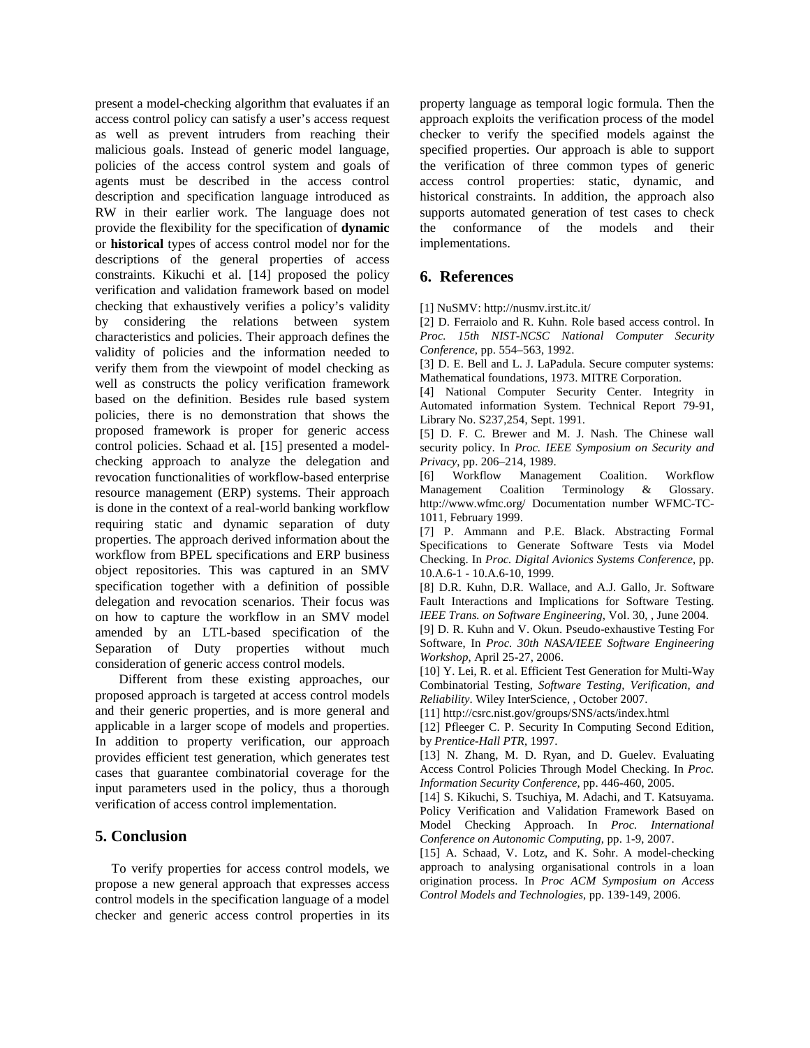present a model-checking algorithm that evaluates if an access control policy can satisfy a user's access request as well as prevent intruders from reaching their malicious goals. Instead of generic model language, policies of the access control system and goals of agents must be described in the access control description and specification language introduced as RW in their earlier work. The language does not provide the flexibility for the specification of **dynamic** or **historical** types of access control model nor for the descriptions of the general properties of access constraints. Kikuchi et al. [14] proposed the policy verification and validation framework based on model checking that exhaustively verifies a policy's validity by considering the relations between system characteristics and policies. Their approach defines the validity of policies and the information needed to verify them from the viewpoint of model checking as well as constructs the policy verification framework based on the definition. Besides rule based system policies, there is no demonstration that shows the proposed framework is proper for generic access control policies. Schaad et al. [15] presented a model-checking approach to analyze the delegation and revocation functionalities of workflow-based enterprise resource management (ERP) systems. Their approach is done in the context of a real-world banking workflow requiring static and dynamic separation of duty properties. The approach derived information about the workflow from BPEL specifications and ERP business object repositories. This was captured in an SMV specification together with a definition of possible delegation and revocation scenarios. Their focus was on how to capture the workflow in an SMV model amended by an LTL-based specification of the Separation of Duty properties without much consideration of generic access control models.

Different from these existing approaches, our proposed approach is targeted at access control models and their generic properties, and is more general and applicable in a larger scope of models and properties. In addition to property verification, our approach provides efficient test generation, which generates test cases that guarantee combinatorial coverage for the input parameters used in the policy, thus a thorough verification of access control implementation.

## 5. Conclusion

To verify properties for access control models, we propose a new general approach that expresses access control models in the specification language of a model checker and generic access control properties in its property language as temporal logic formula. Then the approach exploits the verification process of the model checker to verify the specified models against the specified properties. Our approach is able to support the verification of three common types of generic access control properties: static, dynamic, and historical constraints. In addition, the approach also supports automated generation of test cases to check the conformance of the models and their implementations.

## 6. References

[1] NuSMV: http://nusmv.irst.itc.it/

[2] D. Ferraiolo and R. Kuhn. Role based access control. In *Proc. 15th NIST-NCSC National Computer Security Conference*, pp. 554–563, 1992.

[3] D. E. Bell and L. J. LaPadula. Secure computer systems: Mathematical foundations, 1973. MITRE Corporation.

[4] National Computer Security Center. Integrity in Automated information System. Technical Report 79-91, Library No. S237,254, Sept. 1991.

[5] D. F. C. Brewer and M. J. Nash. The Chinese wall security policy. In *Proc. IEEE Symposium on Security and Privacy*, pp. 206–214, 1989.

[6] Workflow Management Coalition. Workflow Management Coalition Terminology & Glossary. http://www.wfmc.org/ Documentation number WFMC-TC-1011, February 1999.

[7] P. Ammann and P.E. Black. Abstracting Formal Specifications to Generate Software Tests via Model Checking. In *Proc. Digital Avionics Systems Conference*, pp. 10.A.6-1 - 10.A.6-10, 1999.

[8] D.R. Kuhn, D.R. Wallace, and A.J. Gallo, Jr. Software Fault Interactions and Implications for Software Testing. *IEEE Trans. on Software Engineering*, Vol. 30, , June 2004.

[9] D. R. Kuhn and V. Okun. Pseudo-exhaustive Testing For Software, In *Proc. 30th NASA/IEEE Software Engineering Workshop*, April 25-27, 2006.

[10] Y. Lei, R. et al. Efficient Test Generation for Multi-Way Combinatorial Testing, *Software Testing, Verification, and Reliability*. Wiley InterScience, , October 2007.

[11] http://csrc.nist.gov/groups/SNS/acts/index.html

[12] Pfleeger C. P. Security In Computing Second Edition, by *Prentice-Hall PTR*, 1997.

[13] N. Zhang, M. D. Ryan, and D. Guelev. Evaluating Access Control Policies Through Model Checking. In *Proc. Information Security Conference*, pp. 446-460, 2005.

[14] S. Kikuchi, S. Tsuchiya, M. Adachi, and T. Katsuyama. Policy Verification and Validation Framework Based on Model Checking Approach. In *Proc. International Conference on Autonomic Computing*, pp. 1-9, 2007.

[15] A. Schaad, V. Lotz, and K. Sohr. A model-checking approach to analysing organisational controls in a loan origination process. In *Proc ACM Symposium on Access Control Models and Technologies*, pp. 139-149, 2006.